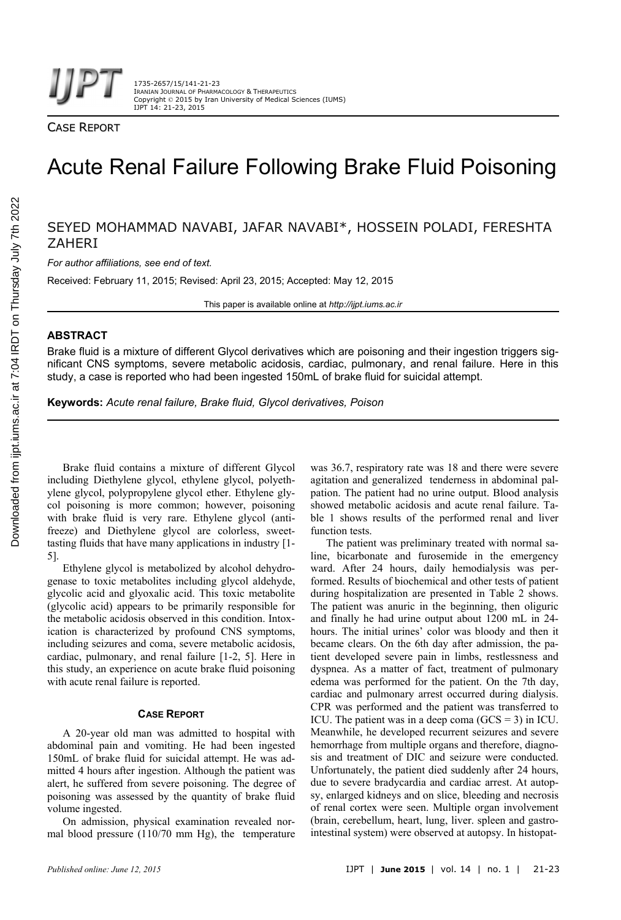CASE REPORT

# Acute Renal Failure Following Brake Fluid Poisoning

SEYED MOHAMMAD NAVABI, JAFAR NAVABI*, HOSSEIN POLADI, FERESHTA ZAHERI

*For author affiliations, see end of text.*

Received: February 11, 2015; Revised: April 23, 2015; Accepted: May 12, 2015

This paper is available online at *http://ijpt.iums.ac.ir*

## ABSTRACT

Brake fluid is a mixture of different Glycol derivatives which are poisoning and their ingestion triggers significant CNS symptoms, severe metabolic acidosis, cardiac, pulmonary, and renal failure. Here in this study, a case is reported who had been ingested 150mL of brake fluid for suicidal attempt.

**Keywords:** *Acute renal failure, Brake fluid, Glycol derivatives, Poison*

Brake fluid contains a mixture of different Glycol including Diethylene glycol, ethylene glycol, polyethylene glycol, polypropylene glycol ether. Ethylene glycol poisoning is more common; however, poisoning with brake fluid is very rare. Ethylene glycol (antifreeze) and Diethylene glycol are colorless, sweet-tasting fluids that have many applications in industry [1-5].

Ethylene glycol is metabolized by alcohol dehydrogenase to toxic metabolites including glycol aldehyde, glycolic acid and glyoxalic acid. This toxic metabolite (glycolic acid) appears to be primarily responsible for the metabolic acidosis observed in this condition. Intoxication is characterized by profound CNS symptoms, including seizures and coma, severe metabolic acidosis, cardiac, pulmonary, and renal failure [1-2, 5]. Here in this study, an experience on acute brake fluid poisoning with acute renal failure is reported.

## CASE REPORT

A 20-year old man was admitted to hospital with abdominal pain and vomiting. He had been ingested 150mL of brake fluid for suicidal attempt. He was admitted 4 hours after ingestion. Although the patient was alert, he suffered from severe poisoning. The degree of poisoning was assessed by the quantity of brake fluid volume ingested.

On admission, physical examination revealed normal blood pressure (110/70 mm Hg), the temperature was 36.7, respiratory rate was 18 and there were severe agitation and generalized tenderness in abdominal palpation. The patient had no urine output. Blood analysis showed metabolic acidosis and acute renal failure. Table 1 shows results of the performed renal and liver function tests.

The patient was preliminary treated with normal saline, bicarbonate and furosemide in the emergency ward. After 24 hours, daily hemodialysis was performed. Results of biochemical and other tests of patient during hospitalization are presented in Table 2 shows. The patient was anuric in the beginning, then oliguric and finally he had urine output about 1200 mL in 24-hours. The initial urines' color was bloody and then it became clears. On the 6th day after admission, the patient developed severe pain in limbs, restlessness and dyspnea. As a matter of fact, treatment of pulmonary edema was performed for the patient. On the 7th day, cardiac and pulmonary arrest occurred during dialysis. CPR was performed and the patient was transferred to ICU. The patient was in a deep coma (GCS = 3) in ICU. Meanwhile, he developed recurrent seizures and severe hemorrhage from multiple organs and therefore, diagnosis and treatment of DIC and seizure were conducted. Unfortunately, the patient died suddenly after 24 hours, due to severe bradycardia and cardiac arrest. At autopsy, enlarged kidneys and on slice, bleeding and necrosis of renal cortex were seen. Multiple organ involvement (brain, cerebellum, heart, lung, liver. spleen and gastrointestinal system) were observed at autopsy. In histopat-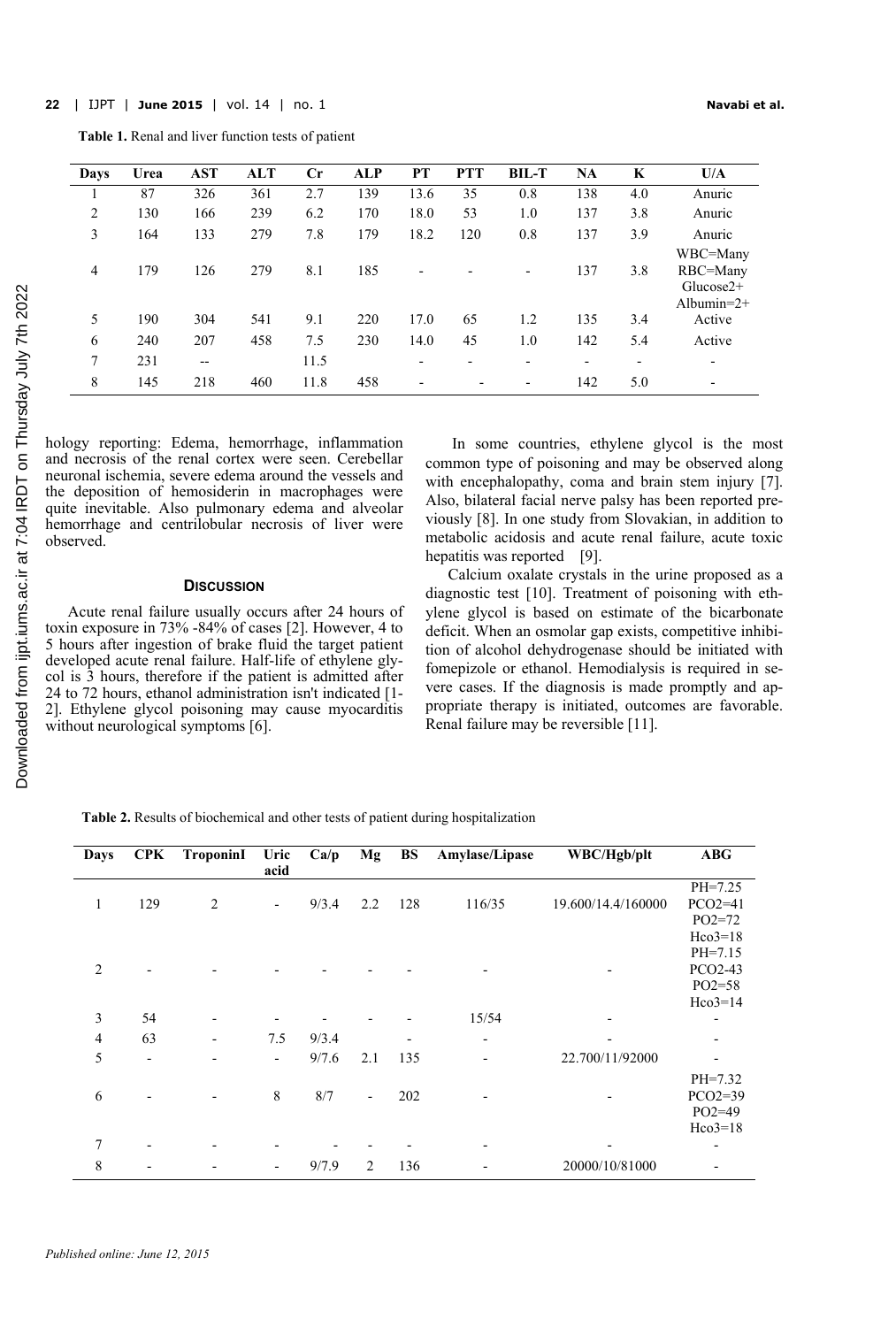**Table 1.** Renal and liver function tests of patient

| Days | Urea | AST | ALT | Cr | ALP | PT | PTT | BIL-T | NA | K | U/A |
|---|---|---|---|---|---|---|---|---|---|---|---|
| 1 | 87 | 326 | 361 | 2.7 | 139 | 13.6 | 35 | 0.8 | 138 | 4.0 | Anuric |
| 2 | 130 | 166 | 239 | 6.2 | 170 | 18.0 | 53 | 1.0 | 137 | 3.8 | Anuric |
| 3 | 164 | 133 | 279 | 7.8 | 179 | 18.2 | 120 | 0.8 | 137 | 3.9 | Anuric |
| 4 | 179 | 126 | 279 | 8.1 | 185 | - | - | - | 137 | 3.8 | WBC=Many RBC=Many Glucose2+ Albumin=2+ |
| 5 | 190 | 304 | 541 | 9.1 | 220 | 17.0 | 65 | 1.2 | 135 | 3.4 | Active |
| 6 | 240 | 207 | 458 | 7.5 | 230 | 14.0 | 45 | 1.0 | 142 | 5.4 | Active |
| 7 | 231 | -- | | 11.5 | | - | - | - | - | - | - |
| 8 | 145 | 218 | 460 | 11.8 | 458 | - | - | - | 142 | 5.0 | - |

hology reporting: Edema, hemorrhage, inflammation and necrosis of the renal cortex were seen. Cerebellar neuronal ischemia, severe edema around the vessels and the deposition of hemosiderin in macrophages were quite inevitable. Also pulmonary edema and alveolar hemorrhage and centrilobular necrosis of liver were observed.

## Discussion

Acute renal failure usually occurs after 24 hours of toxin exposure in 73% -84% of cases [2]. However, 4 to 5 hours after ingestion of brake fluid the target patient developed acute renal failure. Half-life of ethylene glycol is 3 hours, therefore if the patient is admitted after 24 to 72 hours, ethanol administration isn't indicated [1-2]. Ethylene glycol poisoning may cause myocarditis without neurological symptoms [6].

In some countries, ethylene glycol is the most common type of poisoning and may be observed along with encephalopathy, coma and brain stem injury [7]. Also, bilateral facial nerve palsy has been reported previously [8]. In one study from Slovakian, in addition to metabolic acidosis and acute renal failure, acute toxic hepatitis was reported [9].

Calcium oxalate crystals in the urine proposed as a diagnostic test [10]. Treatment of poisoning with ethylene glycol is based on estimate of the bicarbonate deficit. When an osmolar gap exists, competitive inhibition of alcohol dehydrogenase should be initiated with fomepizole or ethanol. Hemodialysis is required in severe cases. If the diagnosis is made promptly and appropriate therapy is initiated, outcomes are favorable. Renal failure may be reversible [11].

**Table 2.** Results of biochemical and other tests of patient during hospitalization

| Days | CPK | TroponinI | Uric acid | Ca/p | Mg | BS | Amylase/Lipase | WBC/Hgb/plt | ABG |
|---|---|---|---|---|---|---|---|---|---|
| 1 | 129 | 2 | - | 9/3.4 | 2.2 | 128 | 116/35 | 19.600/14.4/160000 | PH=7.25 PCO2=41 PO2=72 Hco3=18 |
| 2 | - | - | - | - | - | - | - | - | PH=7.15 PCO2-43 PO2=58 Hco3=14 |
| 3 | 54 | - | - | - | - | - | 15/54 | - | - |
| 4 | 63 | - | 7.5 | 9/3.4 | | - | - | - | - |
| 5 | - | - | - | 9/7.6 | 2.1 | 135 | - | 22.700/11/92000 | - |
| 6 | - | - | 8 | 8/7 | - | 202 | - | - | PH=7.32 PCO2=39 PO2=49 Hco3=18 |
| 7 | - | - | - | - | - | - | - | - | - |
| 8 | - | - | - | 9/7.9 | 2 | 136 | - | 20000/10/81000 | - |

*Published online: June 12, 2015*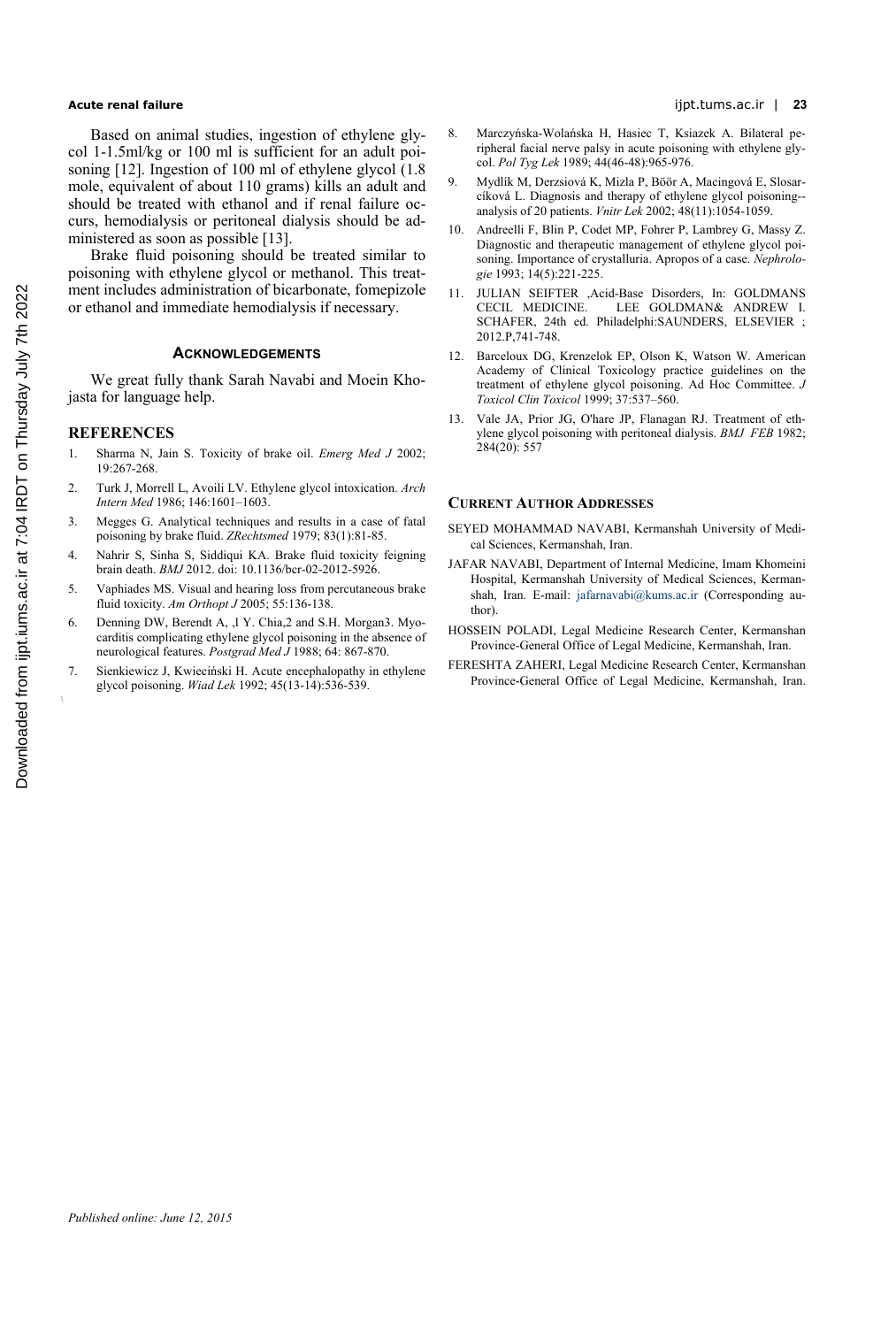Based on animal studies, ingestion of ethylene glycol 1-1.5ml/kg or 100 ml is sufficient for an adult poisoning [12]. Ingestion of 100 ml of ethylene glycol (1.8 mole, equivalent of about 110 grams) kills an adult and should be treated with ethanol and if renal failure occurs, hemodialysis or peritoneal dialysis should be administered as soon as possible [13].

Brake fluid poisoning should be treated similar to poisoning with ethylene glycol or methanol. This treatment includes administration of bicarbonate, fomepizole or ethanol and immediate hemodialysis if necessary.

## ACKNOWLEDGEMENTS

We great fully thank Sarah Navabi and Moein Khojasta for language help.

## REFERENCES

1. Sharma N, Jain S. Toxicity of brake oil. *Emerg Med J* 2002; 19:267-268.
2. Turk J, Morrell L, Avoili LV. Ethylene glycol intoxication. *Arch Intern Med* 1986; 146:1601–1603.
3. Megges G. Analytical techniques and results in a case of fatal poisoning by brake fluid. *ZRechtsmed* 1979; 83(1):81-85.
4. Nahrir S, Sinha S, Siddiqui KA. Brake fluid toxicity feigning brain death. *BMJ* 2012. doi: 10.1136/bcr-02-2012-5926.
5. Vaphiades MS. Visual and hearing loss from percutaneous brake fluid toxicity. *Am Orthopt J* 2005; 55:136-138.
6. Denning DW, Berendt A, ,l Y. Chia,2 and S.H. Morgan3. Myocarditis complicating ethylene glycol poisoning in the absence of neurological features. *Postgrad Med J* 1988; 64: 867-870.
7. Sienkiewicz J, Kwieciński H. Acute encephalopathy in ethylene glycol poisoning. *Wiad Lek* 1992; 45(13-14):536-539.
8. Marczyńska-Wolańska H, Hasiec T, Ksiazek A. Bilateral peripheral facial nerve palsy in acute poisoning with ethylene glycol. *Pol Tyg Lek* 1989; 44(46-48):965-976.
9. Mydlík M, Derzsiová K, Mizla P, Böör A, Macingová E, Slosarcíková L. Diagnosis and therapy of ethylene glycol poisoning--analysis of 20 patients. *Vnitr Lek* 2002; 48(11):1054-1059.
10. Andreelli F, Blin P, Codet MP, Fohrer P, Lambrey G, Massy Z. Diagnostic and therapeutic management of ethylene glycol poisoning. Importance of crystalluria. Apropos of a case. *Nephrologie* 1993; 14(5):221-225.
11. JULIAN SEIFTER ,Acid-Base Disorders, In: GOLDMANS CECIL MEDICINE. LEE GOLDMAN& ANDREW I. SCHAFER, 24th ed. Philadelphi:SAUNDERS, ELSEVIER ; 2012.P,741-748.
12. Barceloux DG, Krenzelok EP, Olson K, Watson W. American Academy of Clinical Toxicology practice guidelines on the treatment of ethylene glycol poisoning. Ad Hoc Committee. *J Toxicol Clin Toxicol* 1999; 37:537–560.
13. Vale JA, Prior JG, O'hare JP, Flanagan RJ. Treatment of ethylene glycol poisoning with peritoneal dialysis. *BMJ FEB* 1982; 284(20): 557

## CURRENT AUTHOR ADDRESSES

SEYED MOHAMMAD NAVABI, Kermanshah University of Medical Sciences, Kermanshah, Iran.

JAFAR NAVABI, Department of Internal Medicine, Imam Khomeini Hospital, Kermanshah University of Medical Sciences, Kermanshah, Iran. E-mail: jafarnavabi@kums.ac.ir (Corresponding author).

HOSSEIN POLADI, Legal Medicine Research Center, Kermanshan Province-General Office of Legal Medicine, Kermanshah, Iran.

FERESHTA ZAHERI, Legal Medicine Research Center, Kermanshan Province-General Office of Legal Medicine, Kermanshah, Iran.

*Published online: June 12, 2015*